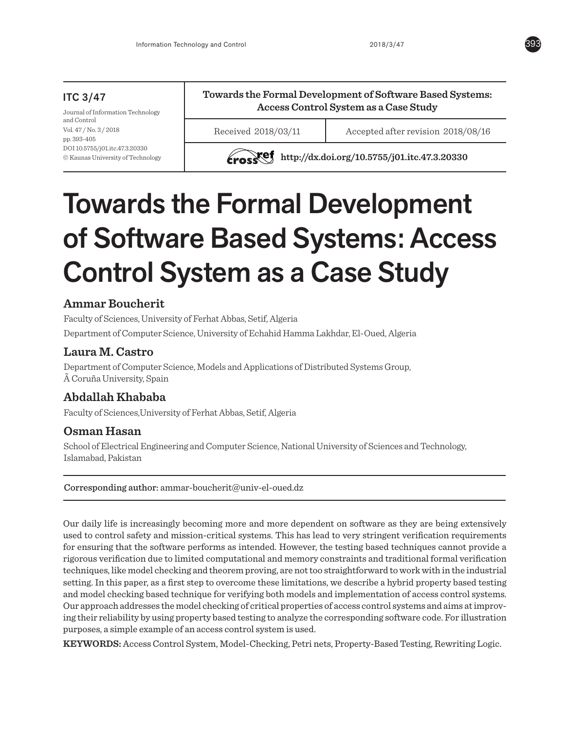ITC 3/47

Journal of Information Technology and Control
Vol. 47 / No. 3 / 2018
pp. 393-405
DOI 10.5755/j01.itc.47.3.20330
© Kaunas University of Technology

**Towards the Formal Development of Software Based Systems: Access Control System as a Case Study**

Received 2018/03/11 | Accepted after revision 2018/08/16

http://dx.doi.org/10.5755/j01.itc.47.3.20330

# Towards the Formal Development of Software Based Systems: Access Control System as a Case Study

**Ammar Boucherit**

Faculty of Sciences, University of Ferhat Abbas, Setif, Algeria

Department of Computer Science, University of Echahid Hamma Lakhdar, El-Oued, Algeria

**Laura M. Castro**

Department of Computer Science, Models and Applications of Distributed Systems Group, Ã Coruña University, Spain

**Abdallah Khababa**

Faculty of Sciences,University of Ferhat Abbas, Setif, Algeria

**Osman Hasan**

School of Electrical Engineering and Computer Science, National University of Sciences and Technology, Islamabad, Pakistan

**Corresponding author:** ammar-boucherit@univ-el-oued.dz

Our daily life is increasingly becoming more and more dependent on software as they are being extensively used to control safety and mission-critical systems. This has lead to very stringent verification requirements for ensuring that the software performs as intended. However, the testing based techniques cannot provide a rigorous verification due to limited computational and memory constraints and traditional formal verification techniques, like model checking and theorem proving, are not too straightforward to work with in the industrial setting. In this paper, as a first step to overcome these limitations, we describe a hybrid property based testing and model checking based technique for verifying both models and implementation of access control systems. Our approach addresses the model checking of critical properties of access control systems and aims at improving their reliability by using property based testing to analyze the corresponding software code. For illustration purposes, a simple example of an access control system is used.

**KEYWORDS:** Access Control System, Model-Checking, Petri nets, Property-Based Testing, Rewriting Logic.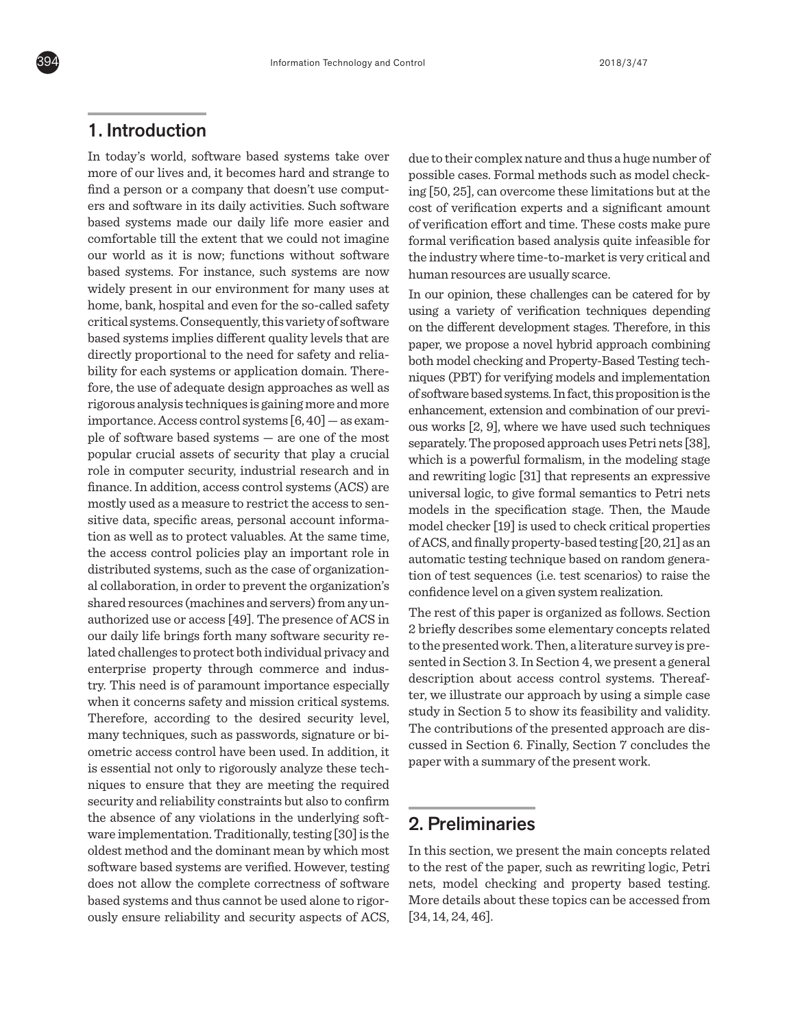## 1. Introduction

In today's world, software based systems take over more of our lives and, it becomes hard and strange to find a person or a company that doesn't use computers and software in its daily activities. Such software based systems made our daily life more easier and comfortable till the extent that we could not imagine our world as it is now; functions without software based systems. For instance, such systems are now widely present in our environment for many uses at home, bank, hospital and even for the so-called safety critical systems. Consequently, this variety of software based systems implies different quality levels that are directly proportional to the need for safety and reliability for each systems or application domain. Therefore, the use of adequate design approaches as well as rigorous analysis techniques is gaining more and more importance. Access control systems [6, 40] — as example of software based systems — are one of the most popular crucial assets of security that play a crucial role in computer security, industrial research and in finance. In addition, access control systems (ACS) are mostly used as a measure to restrict the access to sensitive data, specific areas, personal account information as well as to protect valuables. At the same time, the access control policies play an important role in distributed systems, such as the case of organizational collaboration, in order to prevent the organization's shared resources (machines and servers) from any unauthorized use or access [49]. The presence of ACS in our daily life brings forth many software security related challenges to protect both individual privacy and enterprise property through commerce and industry. This need is of paramount importance especially when it concerns safety and mission critical systems. Therefore, according to the desired security level, many techniques, such as passwords, signature or biometric access control have been used. In addition, it is essential not only to rigorously analyze these techniques to ensure that they are meeting the required security and reliability constraints but also to confirm the absence of any violations in the underlying software implementation. Traditionally, testing [30] is the oldest method and the dominant mean by which most software based systems are verified. However, testing does not allow the complete correctness of software based systems and thus cannot be used alone to rigorously ensure reliability and security aspects of ACS, due to their complex nature and thus a huge number of possible cases. Formal methods such as model checking [50, 25], can overcome these limitations but at the cost of verification experts and a significant amount of verification effort and time. These costs make pure formal verification based analysis quite infeasible for the industry where time-to-market is very critical and human resources are usually scarce.

In our opinion, these challenges can be catered for by using a variety of verification techniques depending on the different development stages. Therefore, in this paper, we propose a novel hybrid approach combining both model checking and Property-Based Testing techniques (PBT) for verifying models and implementation of software based systems. In fact, this proposition is the enhancement, extension and combination of our previous works [2, 9], where we have used such techniques separately. The proposed approach uses Petri nets [38], which is a powerful formalism, in the modeling stage and rewriting logic [31] that represents an expressive universal logic, to give formal semantics to Petri nets models in the specification stage. Then, the Maude model checker [19] is used to check critical properties of ACS, and finally property-based testing [20, 21] as an automatic testing technique based on random generation of test sequences (i.e. test scenarios) to raise the confidence level on a given system realization.

The rest of this paper is organized as follows. Section 2 briefly describes some elementary concepts related to the presented work. Then, a literature survey is presented in Section 3. In Section 4, we present a general description about access control systems. Thereafter, we illustrate our approach by using a simple case study in Section 5 to show its feasibility and validity. The contributions of the presented approach are discussed in Section 6. Finally, Section 7 concludes the paper with a summary of the present work.

## 2. Preliminaries

In this section, we present the main concepts related to the rest of the paper, such as rewriting logic, Petri nets, model checking and property based testing. More details about these topics can be accessed from [34, 14, 24, 46].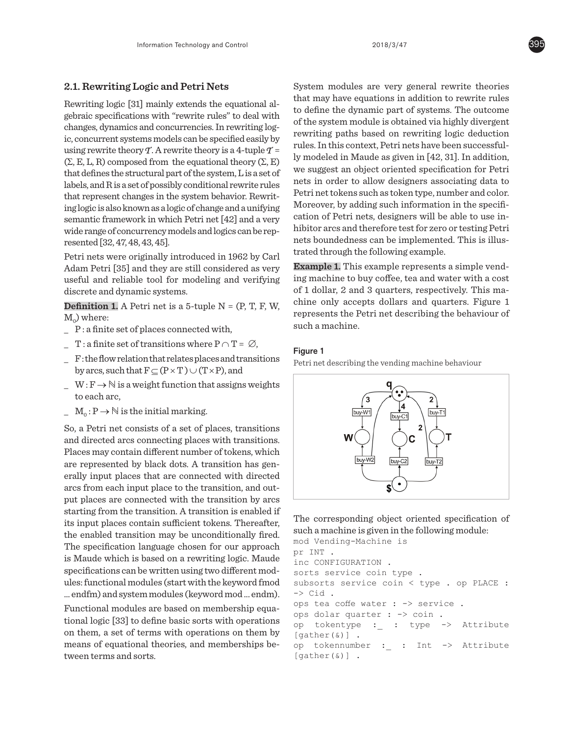### 2.1. Rewriting Logic and Petri Nets

Rewriting logic [31] mainly extends the equational algebraic specifications with "rewrite rules" to deal with changes, dynamics and concurrencies. In rewriting logic, concurrent systems models can be specified easily by using rewrite theory $\mathcal{T}$. A rewrite theory is a 4-tuple $\mathcal{T}$ = (Σ, E, L, R) composed from the equational theory (Σ, E) that defines the structural part of the system, L is a set of labels, and R is a set of possibly conditional rewrite rules that represent changes in the system behavior. Rewriting logic is also known as a logic of change and a unifying semantic framework in which Petri net [42] and a very wide range of concurrency models and logics can be represented [32, 47, 48, 43, 45].

Petri nets were originally introduced in 1962 by Carl Adam Petri [35] and they are still considered as very useful and reliable tool for modeling and verifying discrete and dynamic systems.

**Definition 1.** A Petri net is a 5-tuple N = (P, T, F, W, $M_0$) where:

- P : a finite set of places connected with,
- T : a finite set of transitions where $P \cap T = \emptyset$,
- F : the flow relation that relates places and transitions by arcs, such that $F \subseteq (P \times T) \cup (T \times P)$, and
- $W : F \rightarrow \mathbb{N}$ is a weight function that assigns weights to each arc,
- $M_0 : P \rightarrow \mathbb{N}$ is the initial marking.

So, a Petri net consists of a set of places, transitions and directed arcs connecting places with transitions. Places may contain different number of tokens, which are represented by black dots. A transition has generally input places that are connected with directed arcs from each input place to the transition, and output places are connected with the transition by arcs starting from the transition. A transition is enabled if its input places contain sufficient tokens. Thereafter, the enabled transition may be unconditionally fired. The specification language chosen for our approach is Maude which is based on a rewriting logic. Maude specifications can be written using two different modules: functional modules (start with the keyword fmod ... endfm) and system modules (keyword mod ... endm).

Functional modules are based on membership equational logic [33] to define basic sorts with operations on them, a set of terms with operations on them by means of equational theories, and memberships between terms and sorts.

System modules are very general rewrite theories that may have equations in addition to rewrite rules to define the dynamic part of systems. The outcome of the system module is obtained via highly divergent rewriting paths based on rewriting logic deduction rules. In this context, Petri nets have been successfully modeled in Maude as given in [42, 31]. In addition, we suggest an object oriented specification for Petri nets in order to allow designers associating data to Petri net tokens such as token type, number and color. Moreover, by adding such information in the specification of Petri nets, designers will be able to use inhibitor arcs and therefore test for zero or testing Petri nets boundedness can be implemented. This is illustrated through the following example.

**Example 1.** This example represents a simple vending machine to buy coffee, tea and water with a cost of 1 dollar, 2 and 3 quarters, respectively. This machine only accepts dollars and quarters. Figure 1 represents the Petri net describing the behaviour of such a machine.

**Figure 1**

Petri net describing the vending machine behaviour

The corresponding object oriented specification of such a machine is given in the following module:

```
mod Vending-Machine is
pr INT .
inc CONFIGURATION .
sorts service coin type .
subsorts service coin < type . op PLACE :
-> Cid .
ops tea coffe water : -> service .
ops dolar quarter : -> coin .
op tokentype :_ : type -> Attribute
[gather(&)] .
op tokennumber :_ : Int -> Attribute
[gather(&)] .
```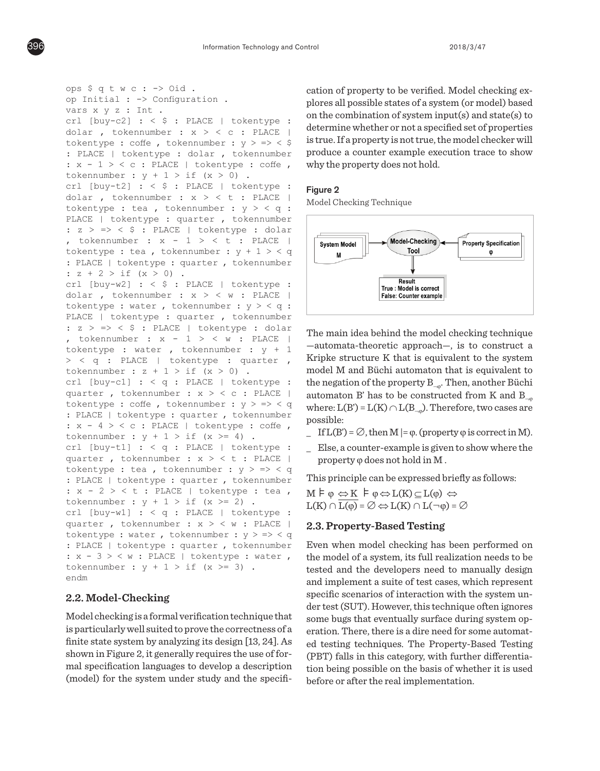```
ops $ q t w c : -> Oid .
op Initial : -> Configuration .
vars x y z : Int .
crl [buy-c2] : < $ : PLACE | tokentype :
dolar , tokennumber : x > < c : PLACE |
tokentype : coffe , tokennumber : y > => < $
: PLACE | tokentype : dolar , tokennumber
: x - 1 > < c : PLACE | tokentype : coffe ,
tokennumber : y + 1 > if (x > 0) .
crl [buy-t2] : < $ : PLACE | tokentype :
dolar , tokennumber : x > < t : PLACE |
tokentype : tea , tokennumber : y > < q :
PLACE | tokentype : quarter , tokennumber
: z > => < $ : PLACE | tokentype : dolar
, tokennumber : x - 1 > < t : PLACE |
tokentype : tea , tokennumber : y + 1 > < q
: PLACE | tokentype : quarter , tokennumber
: z + 2 > if (x > 0) .
crl [buy-w2] : < $ : PLACE | tokentype :
dolar , tokennumber : x > < w : PLACE |
tokentype : water , tokennumber : y > < q :
PLACE | tokentype : quarter , tokennumber
: z > => < $ : PLACE | tokentype : dolar
, tokennumber : x - 1 > < w : PLACE |
tokentype : water , tokennumber : y + 1
> < q : PLACE | tokentype : quarter ,
tokennumber : z + 1 > if (x > 0) .
crl [buy-c1] : < q : PLACE | tokentype :
quarter , tokennumber : x > < c : PLACE |
tokentype : coffe , tokennumber : y > => < q
: PLACE | tokentype : quarter , tokennumber
: x - 4 > < c : PLACE | tokentype : coffe ,
tokennumber : y + 1 > if (x >= 4) .
crl [buy-t1] : < q : PLACE | tokentype :
quarter , tokennumber : x > < t : PLACE |
tokentype : tea , tokennumber : y > => < q
: PLACE | tokentype : quarter , tokennumber
: x - 2 > < t : PLACE | tokentype : tea ,
tokennumber : y + 1 > if (x >= 2) .
crl [buy-w1] : < q : PLACE | tokentype :
quarter , tokennumber : x > < w : PLACE |
tokentype : water , tokennumber : y > => < q
: PLACE | tokentype : quarter , tokennumber
: x - 3 > < w : PLACE | tokentype : water ,
tokennumber : y + 1 > if (x >= 3) .
endm
```

## 2.2. Model-Checking

Model checking is a formal verification technique that is particularly well suited to prove the correctness of a finite state system by analyzing its design [13, 24]. As shown in Figure 2, it generally requires the use of formal specification languages to develop a description (model) for the system under study and the specification of property to be verified. Model checking explores all possible states of a system (or model) based on the combination of system input(s) and state(s) to determine whether or not a specified set of properties is true. If a property is not true, the model checker will produce a counter example execution trace to show why the property does not hold.

**Figure 2**

Model Checking Technique

The main idea behind the model checking technique —automata-theoretic approach—, is to construct a Kripke structure K that is equivalent to the system model M and Büchi automaton that is equivalent to the negation of the property $B_{\neg\varphi}$. Then, another Büchi automaton B' has to be constructed from K and $B_{\neg\varphi}$ where: $L(B') = L(K) \cap L(B_{\neg\varphi})$. Therefore, two cases are possible:

- If $L(B') = \emptyset$, then $M \models \varphi$. (property $\varphi$ is correct in M).
- Else, a counter-example is given to show where the property $\varphi$ does not hold in M .

This principle can be expressed briefly as follows:

$$M \models \varphi \Leftrightarrow K \models \varphi \Leftrightarrow L(K) \subseteq L(\varphi) \Leftrightarrow L(K) \cap \overline{L(\varphi)} = \emptyset \Leftrightarrow L(K) \cap L(\neg\varphi) = \emptyset$$

## 2.3. Property-Based Testing

Even when model checking has been performed on the model of a system, its full realization needs to be tested and the developers need to manually design and implement a suite of test cases, which represent specific scenarios of interaction with the system under test (SUT). However, this technique often ignores some bugs that eventually surface during system operation. There, there is a dire need for some automated testing techniques. The Property-Based Testing (PBT) falls in this category, with further differentiation being possible on the basis of whether it is used before or after the real implementation.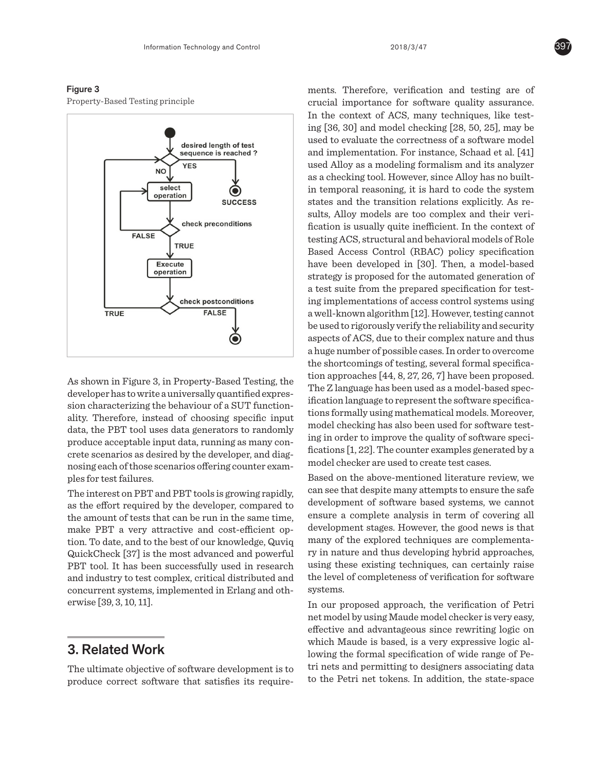**Figure 3**

Property-Based Testing principle

As shown in Figure 3, in Property-Based Testing, the developer has to write a universally quantified expression characterizing the behaviour of a SUT functionality. Therefore, instead of choosing specific input data, the PBT tool uses data generators to randomly produce acceptable input data, running as many concrete scenarios as desired by the developer, and diagnosing each of those scenarios offering counter examples for test failures.

The interest on PBT and PBT tools is growing rapidly, as the effort required by the developer, compared to the amount of tests that can be run in the same time, make PBT a very attractive and cost-efficient option. To date, and to the best of our knowledge, Quviq QuickCheck [37] is the most advanced and powerful PBT tool. It has been successfully used in research and industry to test complex, critical distributed and concurrent systems, implemented in Erlang and otherwise [39, 3, 10, 11].

## 3. Related Work

The ultimate objective of software development is to produce correct software that satisfies its requirements. Therefore, verification and testing are of crucial importance for software quality assurance. In the context of ACS, many techniques, like testing [36, 30] and model checking [28, 50, 25], may be used to evaluate the correctness of a software model and implementation. For instance, Schaad et al. [41] used Alloy as a modeling formalism and its analyzer as a checking tool. However, since Alloy has no built-in temporal reasoning, it is hard to code the system states and the transition relations explicitly. As results, Alloy models are too complex and their verification is usually quite inefficient. In the context of testing ACS, structural and behavioral models of Role Based Access Control (RBAC) policy specification have been developed in [30]. Then, a model-based strategy is proposed for the automated generation of a test suite from the prepared specification for testing implementations of access control systems using a well-known algorithm [12]. However, testing cannot be used to rigorously verify the reliability and security aspects of ACS, due to their complex nature and thus a huge number of possible cases. In order to overcome the shortcomings of testing, several formal specification approaches [44, 8, 27, 26, 7] have been proposed. The Z language has been used as a model-based specification language to represent the software specifications formally using mathematical models. Moreover, model checking has also been used for software testing in order to improve the quality of software specifications [1, 22]. The counter examples generated by a model checker are used to create test cases.

Based on the above-mentioned literature review, we can see that despite many attempts to ensure the safe development of software based systems, we cannot ensure a complete analysis in term of covering all development stages. However, the good news is that many of the explored techniques are complementary in nature and thus developing hybrid approaches, using these existing techniques, can certainly raise the level of completeness of verification for software systems.

In our proposed approach, the verification of Petri net model by using Maude model checker is very easy, effective and advantageous since rewriting logic on which Maude is based, is a very expressive logic allowing the formal specification of wide range of Petri nets and permitting to designers associating data to the Petri net tokens. In addition, the state-space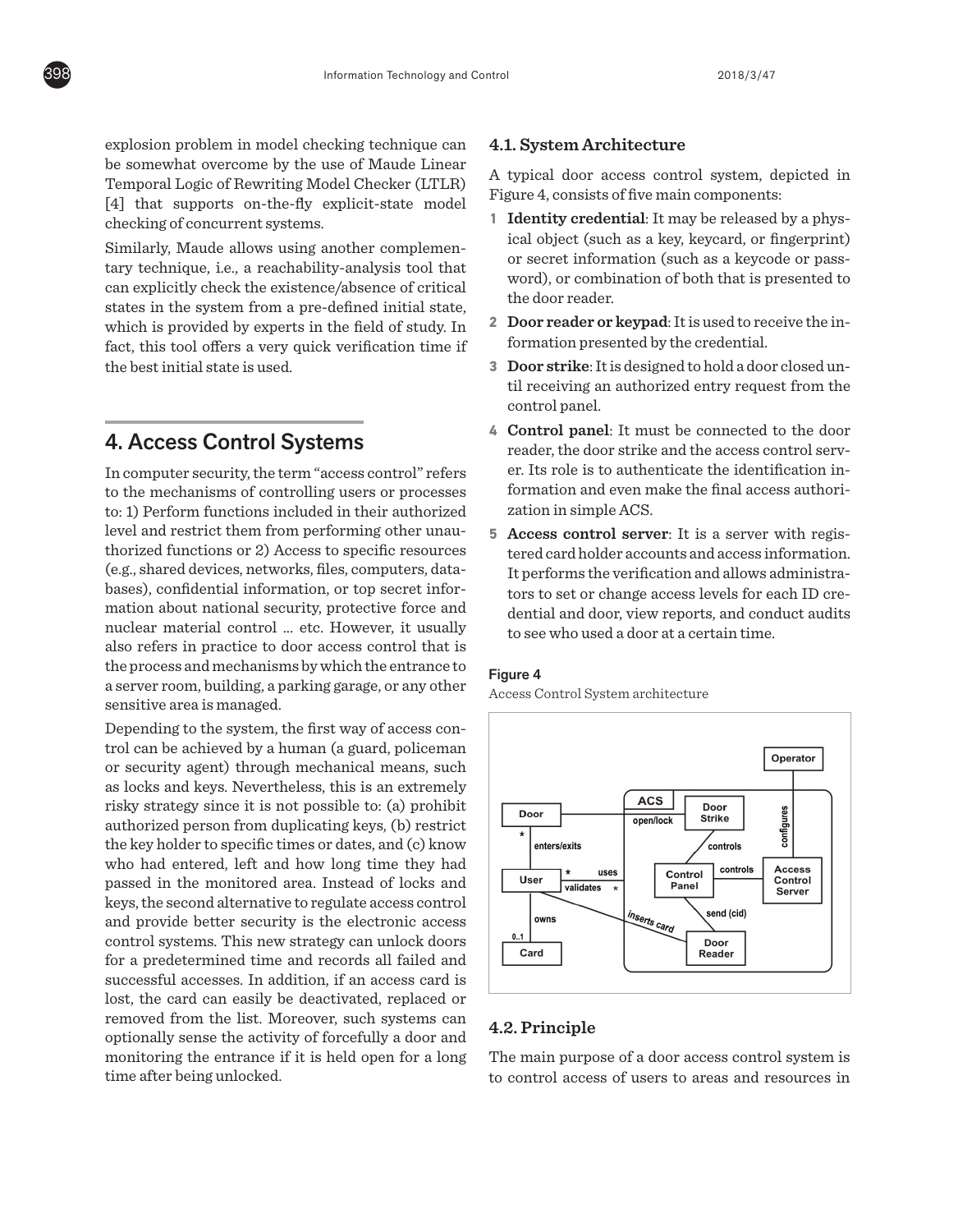explosion problem in model checking technique can be somewhat overcome by the use of Maude Linear Temporal Logic of Rewriting Model Checker (LTLR) [4] that supports on-the-fly explicit-state model checking of concurrent systems.

Similarly, Maude allows using another complementary technique, i.e., a reachability-analysis tool that can explicitly check the existence/absence of critical states in the system from a pre-defined initial state, which is provided by experts in the field of study. In fact, this tool offers a very quick verification time if the best initial state is used.

## 4. Access Control Systems

In computer security, the term "access control" refers to the mechanisms of controlling users or processes to: 1) Perform functions included in their authorized level and restrict them from performing other unauthorized functions or 2) Access to specific resources (e.g., shared devices, networks, files, computers, databases), confidential information, or top secret information about national security, protective force and nuclear material control ... etc. However, it usually also refers in practice to door access control that is the process and mechanisms by which the entrance to a server room, building, a parking garage, or any other sensitive area is managed.

Depending to the system, the first way of access control can be achieved by a human (a guard, policeman or security agent) through mechanical means, such as locks and keys. Nevertheless, this is an extremely risky strategy since it is not possible to: (a) prohibit authorized person from duplicating keys, (b) restrict the key holder to specific times or dates, and (c) know who had entered, left and how long time they had passed in the monitored area. Instead of locks and keys, the second alternative to regulate access control and provide better security is the electronic access control systems. This new strategy can unlock doors for a predetermined time and records all failed and successful accesses. In addition, if an access card is lost, the card can easily be deactivated, replaced or removed from the list. Moreover, such systems can optionally sense the activity of forcefully a door and monitoring the entrance if it is held open for a long time after being unlocked.

### 4.1. System Architecture

A typical door access control system, depicted in Figure 4, consists of five main components:

1. **Identity credential**: It may be released by a physical object (such as a key, keycard, or fingerprint) or secret information (such as a keycode or password), or combination of both that is presented to the door reader.
2. **Door reader or keypad**: It is used to receive the information presented by the credential.
3. **Door strike**: It is designed to hold a door closed until receiving an authorized entry request from the control panel.
4. **Control panel**: It must be connected to the door reader, the door strike and the access control server. Its role is to authenticate the identification information and even make the final access authorization in simple ACS.
5. **Access control server**: It is a server with registered card holder accounts and access information. It performs the verification and allows administrators to set or change access levels for each ID credential and door, view reports, and conduct audits to see who used a door at a certain time.

Figure 4

Access Control System architecture

### 4.2. Principle

The main purpose of a door access control system is to control access of users to areas and resources in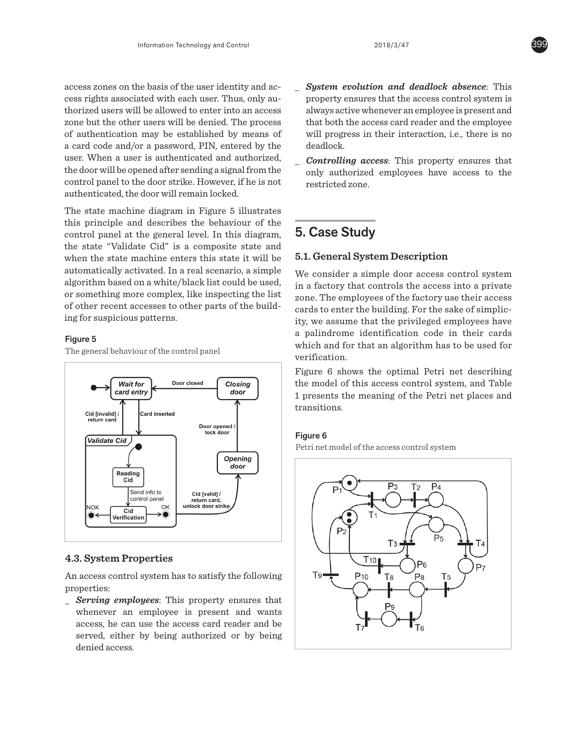access zones on the basis of the user identity and access rights associated with each user. Thus, only authorized users will be allowed to enter into an access zone but the other users will be denied. The process of authentication may be established by means of a card code and/or a password, PIN, entered by the user. When a user is authenticated and authorized, the door will be opened after sending a signal from the control panel to the door strike. However, if he is not authenticated, the door will remain locked.

The state machine diagram in Figure 5 illustrates this principle and describes the behaviour of the control panel at the general level. In this diagram, the state "Validate Cid" is a composite state and when the state machine enters this state it will be automatically activated. In a real scenario, a simple algorithm based on a white/black list could be used, or something more complex, like inspecting the list of other recent accesses to other parts of the building for suspicious patterns.

Figure 5

The general behaviour of the control panel

### 4.3. System Properties

An access control system has to satisfy the following properties:

- ***Serving employees***: This property ensures that whenever an employee is present and wants access, he can use the access card reader and be served, either by being authorized or by being denied access.
- ***System evolution and deadlock absence***: This property ensures that the access control system is always active whenever an employee is present and that both the access card reader and the employee will progress in their interaction, i.e., there is no deadlock.
- ***Controlling access***: This property ensures that only authorized employees have access to the restricted zone.

## 5. Case Study

### 5.1. General System Description

We consider a simple door access control system in a factory that controls the access into a private zone. The employees of the factory use their access cards to enter the building. For the sake of simplicity, we assume that the privileged employees have a palindrome identification code in their cards which and for that an algorithm has to be used for verification.

Figure 6 shows the optimal Petri net describing the model of this access control system, and Table 1 presents the meaning of the Petri net places and transitions.

Figure 6

Petri net model of the access control system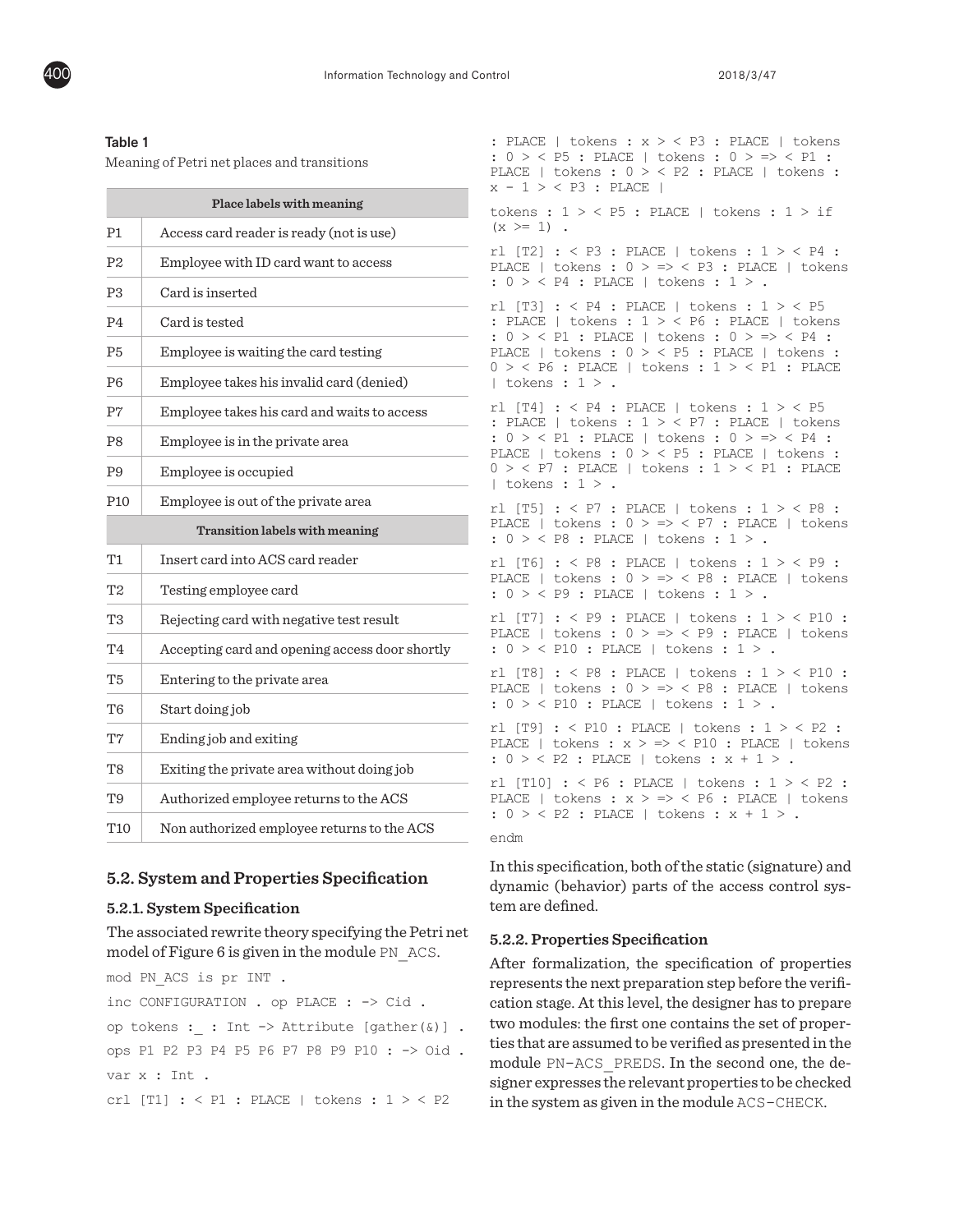**Table 1**

Meaning of Petri net places and transitions

| Place labels with meaning | |
|---|---|
| P1 | Access card reader is ready (not is use) |
| P2 | Employee with ID card want to access |
| P3 | Card is inserted |
| P4 | Card is tested |
| P5 | Employee is waiting the card testing |
| P6 | Employee takes his invalid card (denied) |
| P7 | Employee takes his card and waits to access |
| P8 | Employee is in the private area |
| P9 | Employee is occupied |
| P10 | Employee is out of the private area |
| **Transition labels with meaning** | |
| T1 | Insert card into ACS card reader |
| T2 | Testing employee card |
| T3 | Rejecting card with negative test result |
| T4 | Accepting card and opening access door shortly |
| T5 | Entering to the private area |
| T6 | Start doing job |
| T7 | Ending job and exiting |
| T8 | Exiting the private area without doing job |
| T9 | Authorized employee returns to the ACS |
| T10 | Non authorized employee returns to the ACS |

## 5.2. System and Properties Specification

### 5.2.1. System Specification

The associated rewrite theory specifying the Petri net model of Figure 6 is given in the module PN_ACS.

```
mod PN_ACS is pr INT .
inc CONFIGURATION . op PLACE : -> Cid .
op tokens :_ : Int -> Attribute [gather(&)] .
ops P1 P2 P3 P4 P5 P6 P7 P8 P9 P10 : -> Oid .
var x : Int .
crl [T1] : < P1 : PLACE | tokens : 1 > < P2 : PLACE | tokens : x > < P3 : PLACE | tokens : 0 > < P5 : PLACE | tokens : 0 > => < P1 : PLACE | tokens : 0 > < P2 : PLACE | tokens : x - 1 > < P3 : PLACE |
tokens : 1 > < P5 : PLACE | tokens : 1 > if (x >= 1) .
rl [T2] : < P3 : PLACE | tokens : 1 > < P4 : PLACE | tokens : 0 > => < P3 : PLACE | tokens : 0 > < P4 : PLACE | tokens : 1 > .
rl [T3] : < P4 : PLACE | tokens : 1 > < P5 : PLACE | tokens : 1 > < P6 : PLACE | tokens : 0 > < P1 : PLACE | tokens : 0 > => < P4 : PLACE | tokens : 0 > < P5 : PLACE | tokens : 0 > < P6 : PLACE | tokens : 1 > < P1 : PLACE | tokens : 1 > .
rl [T4] : < P4 : PLACE | tokens : 1 > < P5 : PLACE | tokens : 1 > < P7 : PLACE | tokens : 0 > < P1 : PLACE | tokens : 0 > => < P4 : PLACE | tokens : 0 > < P5 : PLACE | tokens : 0 > < P7 : PLACE | tokens : 1 > < P1 : PLACE | tokens : 1 > .
rl [T5] : < P7 : PLACE | tokens : 1 > < P8 : PLACE | tokens : 0 > => < P7 : PLACE | tokens : 0 > < P8 : PLACE | tokens : 1 > .
rl [T6] : < P8 : PLACE | tokens : 1 > < P9 : PLACE | tokens : 0 > => < P8 : PLACE | tokens : 0 > < P9 : PLACE | tokens : 1 > .
rl [T7] : < P9 : PLACE | tokens : 1 > < P10 : PLACE | tokens : 0 > => < P9 : PLACE | tokens : 0 > < P10 : PLACE | tokens : 1 > .
rl [T8] : < P8 : PLACE | tokens : 1 > < P10 : PLACE | tokens : 0 > => < P8 : PLACE | tokens : 0 > < P10 : PLACE | tokens : 1 > .
rl [T9] : < P10 : PLACE | tokens : 1 > < P2 : PLACE | tokens : x > => < P10 : PLACE | tokens : 0 > < P2 : PLACE | tokens : x + 1 > .
rl [T10] : < P6 : PLACE | tokens : 1 > < P2 : PLACE | tokens : x > => < P6 : PLACE | tokens : 0 > < P2 : PLACE | tokens : x + 1 > .
endm
```

In this specification, both of the static (signature) and dynamic (behavior) parts of the access control system are defined.

### 5.2.2. Properties Specification

After formalization, the specification of properties represents the next preparation step before the verification stage. At this level, the designer has to prepare two modules: the first one contains the set of properties that are assumed to be verified as presented in the module PN-ACS_PREDS. In the second one, the designer expresses the relevant properties to be checked in the system as given in the module ACS-CHECK.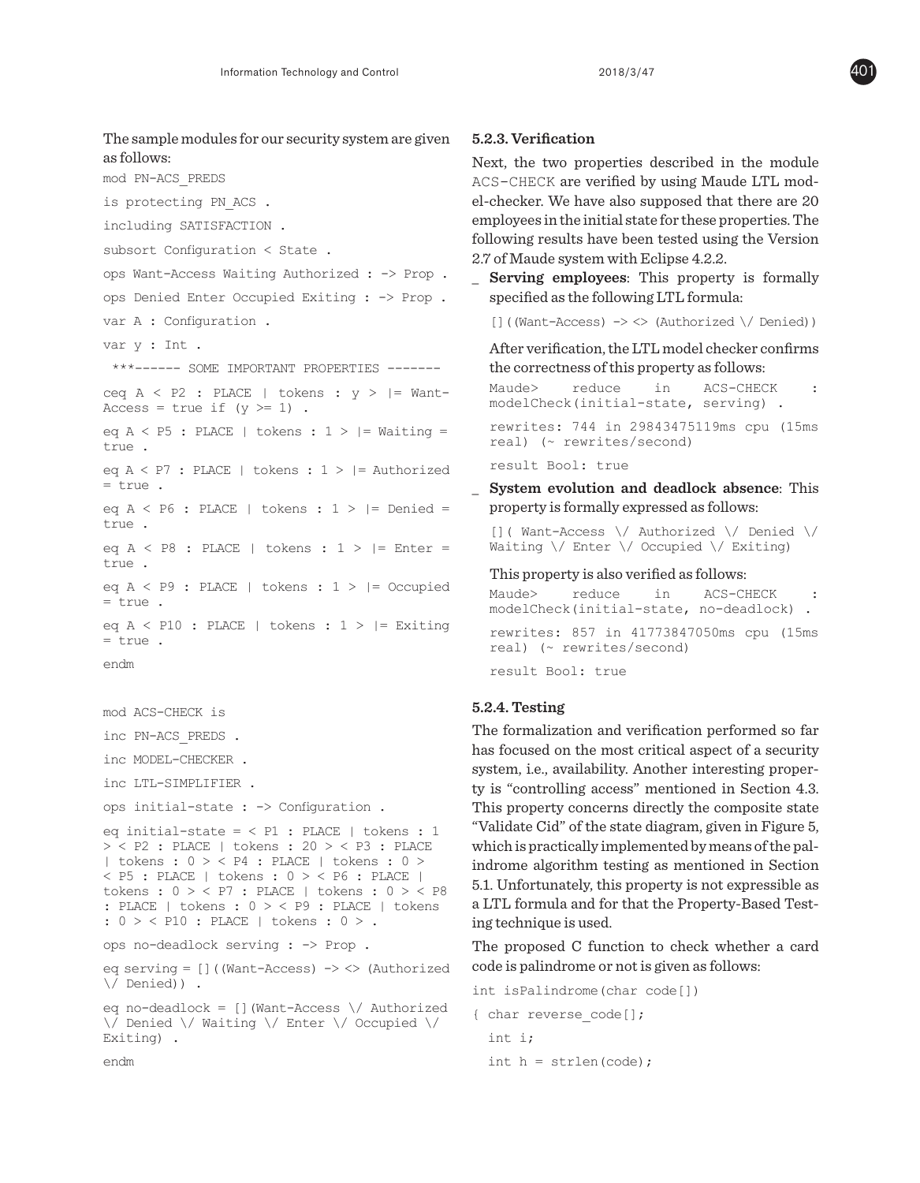The sample modules for our security system are given as follows:

```
mod PN-ACS_PREDS
is protecting PN_ACS .
including SATISFACTION .
subsort Configuration < State .
ops Want-Access Waiting Authorized : -> Prop .
ops Denied Enter Occupied Exiting : -> Prop .
var A : Configuration .
var y : Int .
 ***------ SOME IMPORTANT PROPERTIES -------
ceq A < P2 : PLACE | tokens : y > |= Want-Access = true if (y >= 1) .
eq A < P5 : PLACE | tokens : 1 > |= Waiting = true .
eq A < P7 : PLACE | tokens : 1 > |= Authorized = true .
eq A < P6 : PLACE | tokens : 1 > |= Denied = true .
eq A < P8 : PLACE | tokens : 1 > |= Enter = true .
eq A < P9 : PLACE | tokens : 1 > |= Occupied = true .
eq A < P10 : PLACE | tokens : 1 > |= Exiting = true .
endm
```

```
mod ACS-CHECK is
inc PN-ACS_PREDS .
inc MODEL-CHECKER .
inc LTL-SIMPLIFIER .
ops initial-state : -> Configuration .
eq initial-state = < P1 : PLACE | tokens : 1 > < P2 : PLACE | tokens : 20 > < P3 : PLACE | tokens : 0 > < P4 : PLACE | tokens : 0 > < P5 : PLACE | tokens : 0 > < P6 : PLACE | tokens : 0 > < P7 : PLACE | tokens : 0 > < P8 : PLACE | tokens : 0 > < P9 : PLACE | tokens : 0 > < P10 : PLACE | tokens : 0 > .
ops no-deadlock serving : -> Prop .
eq serving = [](Want-Access) -> <> (Authorized \/ Denied)) .
eq no-deadlock = [](Want-Access \/ Authorized \/ Denied \/ Waiting \/ Enter \/ Occupied \/ Exiting) .
endm
```

#### 5.2.3. Verification

Next, the two properties described in the module ACS-CHECK are verified by using Maude LTL model-checker. We have also supposed that there are 20 employees in the initial state for these properties. The following results have been tested using the Version 2.7 of Maude system with Eclipse 4.2.2.

- **Serving employees**: This property is formally specified as the following LTL formula:

  ```
  []((Want-Access) -> <> (Authorized \/ Denied))
  ```

  After verification, the LTL model checker confirms the correctness of this property as follows:

  ```
  Maude> reduce in ACS-CHECK : modelCheck(initial-state, serving) .
  rewrites: 744 in 29843475119ms cpu (15ms real) (~ rewrites/second)
  result Bool: true
  ```

- **System evolution and deadlock absence**: This property is formally expressed as follows:

  ```
  []( Want-Access \/ Authorized \/ Denied \/ Waiting \/ Enter \/ Occupied \/ Exiting)
  ```

  This property is also verified as follows:

  ```
  Maude> reduce in ACS-CHECK : modelCheck(initial-state, no-deadlock) .
  rewrites: 857 in 41773847050ms cpu (15ms real) (~ rewrites/second)
  result Bool: true
  ```

#### 5.2.4. Testing

The formalization and verification performed so far has focused on the most critical aspect of a security system, i.e., availability. Another interesting property is "controlling access" mentioned in Section 4.3. This property concerns directly the composite state "Validate Cid" of the state diagram, given in Figure 5, which is practically implemented by means of the palindrome algorithm testing as mentioned in Section 5.1. Unfortunately, this property is not expressible as a LTL formula and for that the Property-Based Testing technique is used.

The proposed C function to check whether a card code is palindrome or not is given as follows:

```
int isPalindrome(char code[])
{ char reverse_code[];
  int i;
  int h = strlen(code);
```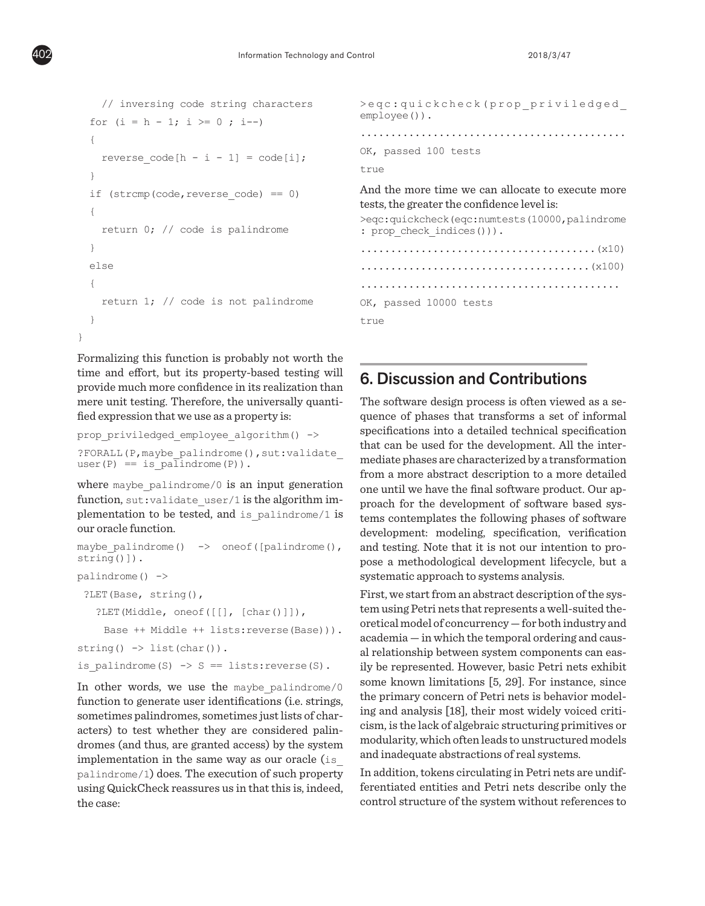```
    // inversing code string characters
  for (i = h - 1; i >= 0 ; i--)
  {
    reverse_code[h - i - 1] = code[i];
  }
  if (strcmp(code,reverse_code) == 0)
  {
    return 0; // code is palindrome
  }
  else
  {
    return 1; // code is not palindrome
  }
}
```

Formalizing this function is probably not worth the time and effort, but its property-based testing will provide much more confidence in its realization than mere unit testing. Therefore, the universally quantified expression that we use as a property is:

```
prop_priviledged_employee_algorithm() ->
?FORALL(P,maybe_palindrome(),sut:validate_
user(P) == is_palindrome(P)).
```

where `maybe_palindrome/0` is an input generation function, `sut:validate_user/1` is the algorithm implementation to be tested, and `is_palindrome/1` is our oracle function.

```
maybe_palindrome() -> oneof([palindrome(),
string()]).
palindrome() ->
 ?LET(Base, string(),
   ?LET(Middle, oneof([[], [char()]]),
    Base ++ Middle ++ lists:reverse(Base))).
string() -> list(char()).
is_palindrome(S) -> S == lists:reverse(S).
```

In other words, we use the `maybe_palindrome/0` function to generate user identifications (i.e. strings, sometimes palindromes, sometimes just lists of characters) to test whether they are considered palindromes (and thus, are granted access) by the system implementation in the same way as our oracle (`is_palindrome/1`) does. The execution of such property using QuickCheck reassures us in that this is, indeed, the case:

```
>eqc:quickcheck(prop_priviledged_
employee()).
..........................................
OK, passed 100 tests
true
```

And the more time we can allocate to execute more tests, the greater the confidence level is:

```
>eqc:quickcheck(eqc:numtests(10000,palindrome
: prop_check_indices())).
......................................(x10)
.....................................(x100)
..........................................
OK, passed 10000 tests
true
```

## 6. Discussion and Contributions

The software design process is often viewed as a sequence of phases that transforms a set of informal specifications into a detailed technical specification that can be used for the development. All the intermediate phases are characterized by a transformation from a more abstract description to a more detailed one until we have the final software product. Our approach for the development of software based systems contemplates the following phases of software development: modeling, specification, verification and testing. Note that it is not our intention to propose a methodological development lifecycle, but a systematic approach to systems analysis.

First, we start from an abstract description of the system using Petri nets that represents a well-suited theoretical model of concurrency — for both industry and academia — in which the temporal ordering and causal relationship between system components can easily be represented. However, basic Petri nets exhibit some known limitations [5, 29]. For instance, since the primary concern of Petri nets is behavior modeling and analysis [18], their most widely voiced criticism, is the lack of algebraic structuring primitives or modularity, which often leads to unstructured models and inadequate abstractions of real systems.

In addition, tokens circulating in Petri nets are undifferentiated entities and Petri nets describe only the control structure of the system without references to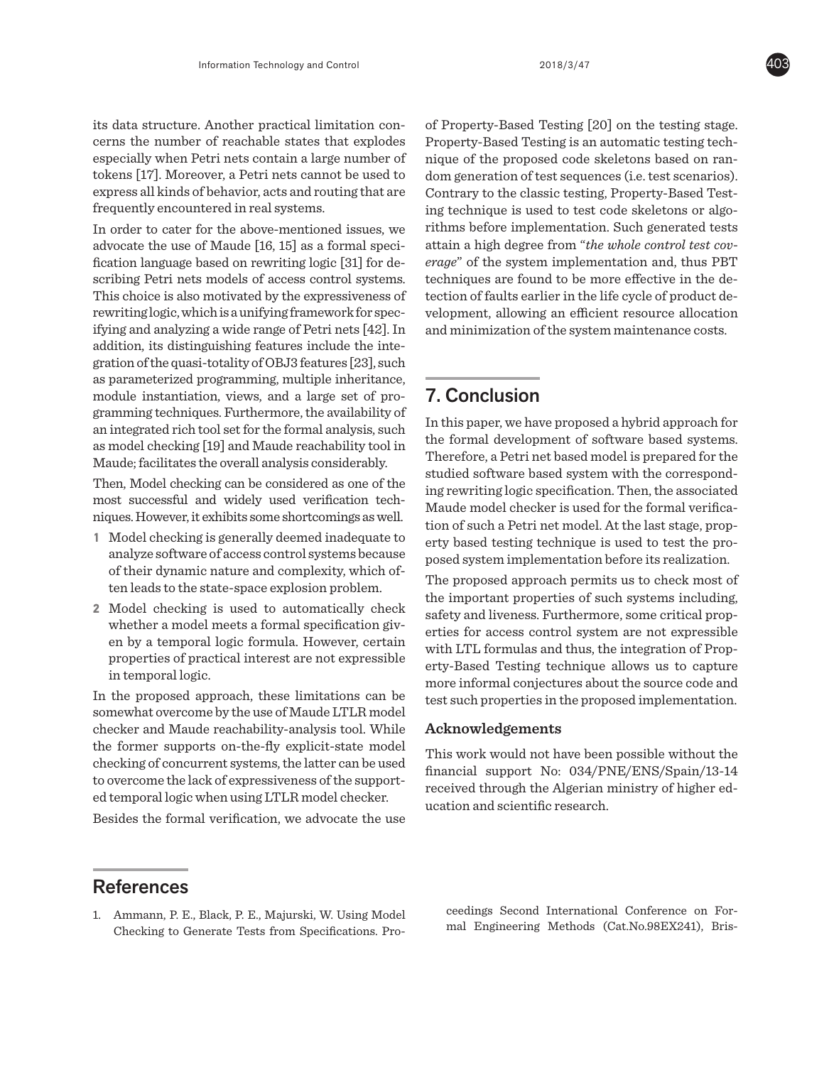its data structure. Another practical limitation concerns the number of reachable states that explodes especially when Petri nets contain a large number of tokens [17]. Moreover, a Petri nets cannot be used to express all kinds of behavior, acts and routing that are frequently encountered in real systems.

In order to cater for the above-mentioned issues, we advocate the use of Maude [16, 15] as a formal specification language based on rewriting logic [31] for describing Petri nets models of access control systems. This choice is also motivated by the expressiveness of rewriting logic, which is a unifying framework for specifying and analyzing a wide range of Petri nets [42]. In addition, its distinguishing features include the integration of the quasi-totality of OBJ3 features [23], such as parameterized programming, multiple inheritance, module instantiation, views, and a large set of programming techniques. Furthermore, the availability of an integrated rich tool set for the formal analysis, such as model checking [19] and Maude reachability tool in Maude; facilitates the overall analysis considerably.

Then, Model checking can be considered as one of the most successful and widely used verification techniques. However, it exhibits some shortcomings as well.

1. Model checking is generally deemed inadequate to analyze software of access control systems because of their dynamic nature and complexity, which often leads to the state-space explosion problem.
2. Model checking is used to automatically check whether a model meets a formal specification given by a temporal logic formula. However, certain properties of practical interest are not expressible in temporal logic.

In the proposed approach, these limitations can be somewhat overcome by the use of Maude LTLR model checker and Maude reachability-analysis tool. While the former supports on-the-fly explicit-state model checking of concurrent systems, the latter can be used to overcome the lack of expressiveness of the supported temporal logic when using LTLR model checker.

Besides the formal verification, we advocate the use of Property-Based Testing [20] on the testing stage. Property-Based Testing is an automatic testing technique of the proposed code skeletons based on random generation of test sequences (i.e. test scenarios). Contrary to the classic testing, Property-Based Testing technique is used to test code skeletons or algorithms before implementation. Such generated tests attain a high degree from "*the whole control test coverage*" of the system implementation and, thus PBT techniques are found to be more effective in the detection of faults earlier in the life cycle of product development, allowing an efficient resource allocation and minimization of the system maintenance costs.

## 7. Conclusion

In this paper, we have proposed a hybrid approach for the formal development of software based systems. Therefore, a Petri net based model is prepared for the studied software based system with the corresponding rewriting logic specification. Then, the associated Maude model checker is used for the formal verification of such a Petri net model. At the last stage, property based testing technique is used to test the proposed system implementation before its realization.

The proposed approach permits us to check most of the important properties of such systems including, safety and liveness. Furthermore, some critical properties for access control system are not expressible with LTL formulas and thus, the integration of Property-Based Testing technique allows us to capture more informal conjectures about the source code and test such properties in the proposed implementation.

### Acknowledgements

This work would not have been possible without the financial support No: 034/PNE/ENS/Spain/13-14 received through the Algerian ministry of higher education and scientific research.

## References

1. Ammann, P. E., Black, P. E., Majurski, W. Using Model Checking to Generate Tests from Specifications. Proceedings Second International Conference on Formal Engineering Methods (Cat.No.98EX241), Bris-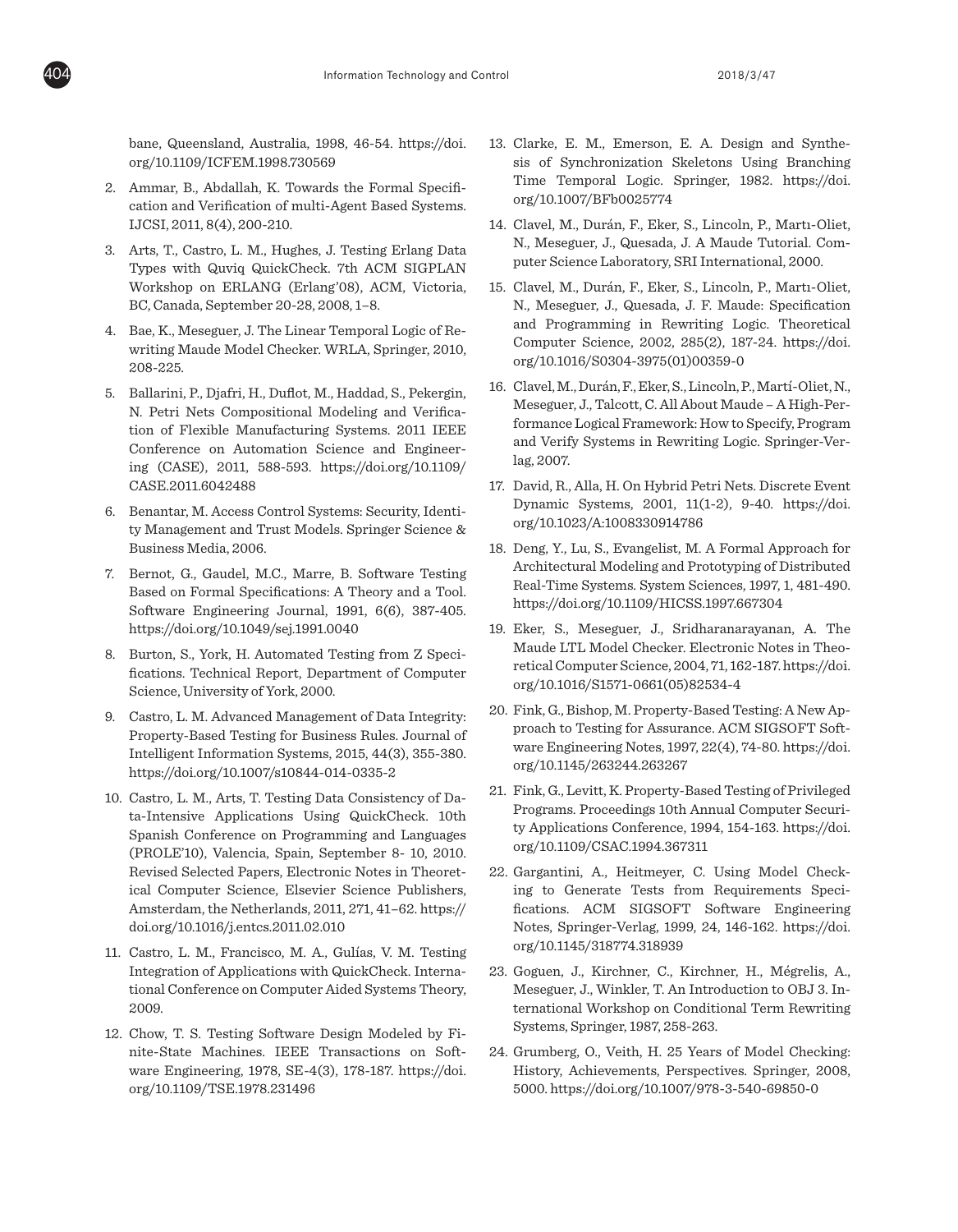bane, Queensland, Australia, 1998, 46-54. https://doi.org/10.1109/ICFEM.1998.730569

2. Ammar, B., Abdallah, K. Towards the Formal Specification and Verification of multi-Agent Based Systems. IJCSI, 2011, 8(4), 200-210.

3. Arts, T., Castro, L. M., Hughes, J. Testing Erlang Data Types with Quviq QuickCheck. 7th ACM SIGPLAN Workshop on ERLANG (Erlang'08), ACM, Victoria, BC, Canada, September 20-28, 2008, 1–8.

4. Bae, K., Meseguer, J. The Linear Temporal Logic of Rewriting Maude Model Checker. WRLA, Springer, 2010, 208-225.

5. Ballarini, P., Djafri, H., Duflot, M., Haddad, S., Pekergin, N. Petri Nets Compositional Modeling and Verification of Flexible Manufacturing Systems. 2011 IEEE Conference on Automation Science and Engineering (CASE), 2011, 588-593. https://doi.org/10.1109/CASE.2011.6042488

6. Benantar, M. Access Control Systems: Security, Identity Management and Trust Models. Springer Science & Business Media, 2006.

7. Bernot, G., Gaudel, M.C., Marre, B. Software Testing Based on Formal Specifications: A Theory and a Tool. Software Engineering Journal, 1991, 6(6), 387-405. https://doi.org/10.1049/sej.1991.0040

8. Burton, S., York, H. Automated Testing from Z Specifications. Technical Report, Department of Computer Science, University of York, 2000.

9. Castro, L. M. Advanced Management of Data Integrity: Property-Based Testing for Business Rules. Journal of Intelligent Information Systems, 2015, 44(3), 355-380. https://doi.org/10.1007/s10844-014-0335-2

10. Castro, L. M., Arts, T. Testing Data Consistency of Data-Intensive Applications Using QuickCheck. 10th Spanish Conference on Programming and Languages (PROLE'10), Valencia, Spain, September 8- 10, 2010. Revised Selected Papers, Electronic Notes in Theoretical Computer Science, Elsevier Science Publishers, Amsterdam, the Netherlands, 2011, 271, 41–62. https://doi.org/10.1016/j.entcs.2011.02.010

11. Castro, L. M., Francisco, M. A., Gulías, V. M. Testing Integration of Applications with QuickCheck. International Conference on Computer Aided Systems Theory, 2009.

12. Chow, T. S. Testing Software Design Modeled by Finite-State Machines. IEEE Transactions on Software Engineering, 1978, SE-4(3), 178-187. https://doi.org/10.1109/TSE.1978.231496

13. Clarke, E. M., Emerson, E. A. Design and Synthesis of Synchronization Skeletons Using Branching Time Temporal Logic. Springer, 1982. https://doi.org/10.1007/BFb0025774

14. Clavel, M., Durán, F., Eker, S., Lincoln, P., Martı-Oliet, N., Meseguer, J., Quesada, J. A Maude Tutorial. Computer Science Laboratory, SRI International, 2000.

15. Clavel, M., Durán, F., Eker, S., Lincoln, P., Martı-Oliet, N., Meseguer, J., Quesada, J. F. Maude: Specification and Programming in Rewriting Logic. Theoretical Computer Science, 2002, 285(2), 187-24. https://doi.org/10.1016/S0304-3975(01)00359-0

16. Clavel, M., Durán, F., Eker, S., Lincoln, P., Martí-Oliet, N., Meseguer, J., Talcott, C. All About Maude – A High-Performance Logical Framework: How to Specify, Program and Verify Systems in Rewriting Logic. Springer-Verlag, 2007.

17. David, R., Alla, H. On Hybrid Petri Nets. Discrete Event Dynamic Systems, 2001, 11(1-2), 9-40. https://doi.org/10.1023/A:1008330914786

18. Deng, Y., Lu, S., Evangelist, M. A Formal Approach for Architectural Modeling and Prototyping of Distributed Real-Time Systems. System Sciences, 1997, 1, 481-490. https://doi.org/10.1109/HICSS.1997.667304

19. Eker, S., Meseguer, J., Sridharanarayanan, A. The Maude LTL Model Checker. Electronic Notes in Theoretical Computer Science, 2004, 71, 162-187. https://doi.org/10.1016/S1571-0661(05)82534-4

20. Fink, G., Bishop, M. Property-Based Testing: A New Approach to Testing for Assurance. ACM SIGSOFT Software Engineering Notes, 1997, 22(4), 74-80. https://doi.org/10.1145/263244.263267

21. Fink, G., Levitt, K. Property-Based Testing of Privileged Programs. Proceedings 10th Annual Computer Security Applications Conference, 1994, 154-163. https://doi.org/10.1109/CSAC.1994.367311

22. Gargantini, A., Heitmeyer, C. Using Model Checking to Generate Tests from Requirements Specifications. ACM SIGSOFT Software Engineering Notes, Springer-Verlag, 1999, 24, 146-162. https://doi.org/10.1145/318774.318939

23. Goguen, J., Kirchner, C., Kirchner, H., Mégrelis, A., Meseguer, J., Winkler, T. An Introduction to OBJ 3. International Workshop on Conditional Term Rewriting Systems, Springer, 1987, 258-263.

24. Grumberg, O., Veith, H. 25 Years of Model Checking: History, Achievements, Perspectives. Springer, 2008, 5000. https://doi.org/10.1007/978-3-540-69850-0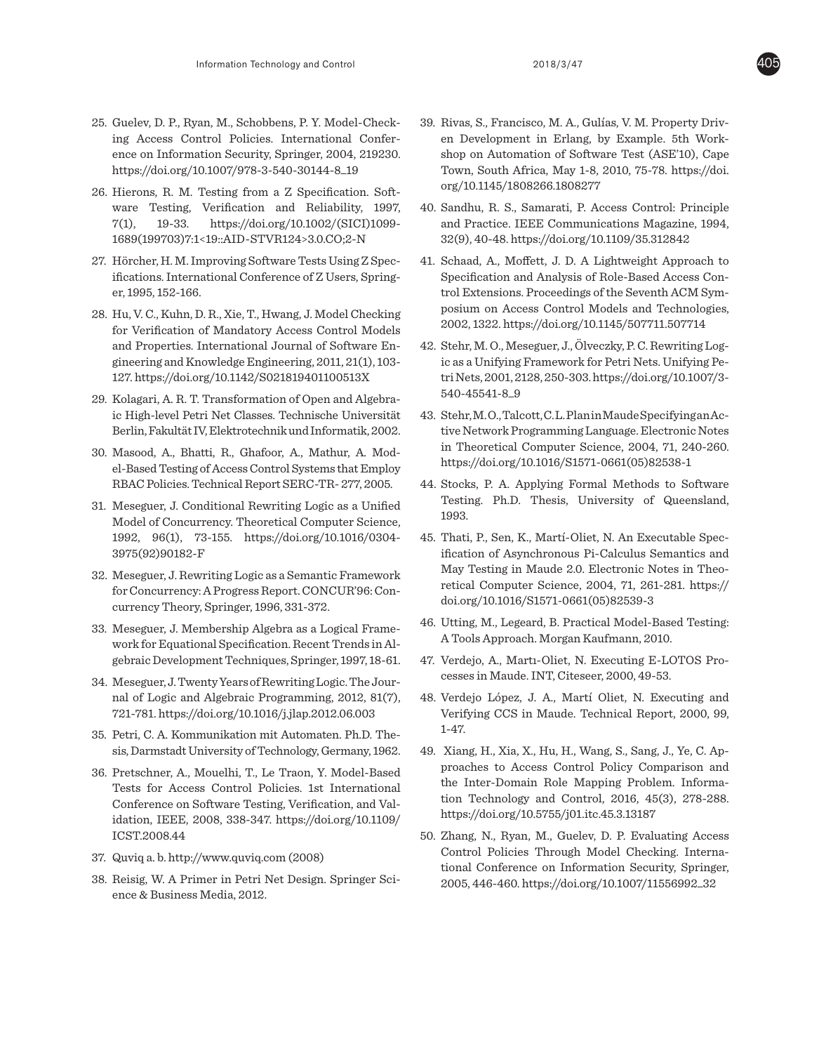25. Guelev, D. P., Ryan, M., Schobbens, P. Y. Model-Checking Access Control Policies. International Conference on Information Security, Springer, 2004, 219230. https://doi.org/10.1007/978-3-540-30144-8_19

26. Hierons, R. M. Testing from a Z Specification. Software Testing, Verification and Reliability, 1997, 7(1), 19-33. https://doi.org/10.1002/(SICI)1099-1689(199703)7:1<19::AID-STVR124>3.0.CO;2-N

27. Hörcher, H. M. Improving Software Tests Using Z Specifications. International Conference of Z Users, Springer, 1995, 152-166.

28. Hu, V. C., Kuhn, D. R., Xie, T., Hwang, J. Model Checking for Verification of Mandatory Access Control Models and Properties. International Journal of Software Engineering and Knowledge Engineering, 2011, 21(1), 103-127. https://doi.org/10.1142/S021819401100513X

29. Kolagari, A. R. T. Transformation of Open and Algebraic High-level Petri Net Classes. Technische Universität Berlin, Fakultät IV, Elektrotechnik und Informatik, 2002.

30. Masood, A., Bhatti, R., Ghafoor, A., Mathur, A. Model-Based Testing of Access Control Systems that Employ RBAC Policies. Technical Report SERC-TR- 277, 2005.

31. Meseguer, J. Conditional Rewriting Logic as a Unified Model of Concurrency. Theoretical Computer Science, 1992, 96(1), 73-155. https://doi.org/10.1016/0304-3975(92)90182-F

32. Meseguer, J. Rewriting Logic as a Semantic Framework for Concurrency: A Progress Report. CONCUR'96: Concurrency Theory, Springer, 1996, 331-372.

33. Meseguer, J. Membership Algebra as a Logical Framework for Equational Specification. Recent Trends in Algebraic Development Techniques, Springer, 1997, 18-61.

34. Meseguer, J. Twenty Years of Rewriting Logic. The Journal of Logic and Algebraic Programming, 2012, 81(7), 721-781. https://doi.org/10.1016/j.jlap.2012.06.003

35. Petri, C. A. Kommunikation mit Automaten. Ph.D. Thesis, Darmstadt University of Technology, Germany, 1962.

36. Pretschner, A., Mouelhi, T., Le Traon, Y. Model-Based Tests for Access Control Policies. 1st International Conference on Software Testing, Verification, and Validation, IEEE, 2008, 338-347. https://doi.org/10.1109/ICST.2008.44

37. Quviq a. b. http://www.quviq.com (2008)

38. Reisig, W. A Primer in Petri Net Design. Springer Science & Business Media, 2012.

39. Rivas, S., Francisco, M. A., Gulías, V. M. Property Driven Development in Erlang, by Example. 5th Workshop on Automation of Software Test (ASE'10), Cape Town, South Africa, May 1-8, 2010, 75-78. https://doi.org/10.1145/1808266.1808277

40. Sandhu, R. S., Samarati, P. Access Control: Principle and Practice. IEEE Communications Magazine, 1994, 32(9), 40-48. https://doi.org/10.1109/35.312842

41. Schaad, A., Moffett, J. D. A Lightweight Approach to Specification and Analysis of Role-Based Access Control Extensions. Proceedings of the Seventh ACM Symposium on Access Control Models and Technologies, 2002, 1322. https://doi.org/10.1145/507711.507714

42. Stehr, M. O., Meseguer, J., Ölveczky, P. C. Rewriting Logic as a Unifying Framework for Petri Nets. Unifying Petri Nets, 2001, 2128, 250-303. https://doi.org/10.1007/3-540-45541-8_9

43. Stehr, M. O., Talcott, C. L. Plan in Maude Specifying an Active Network Programming Language. Electronic Notes in Theoretical Computer Science, 2004, 71, 240-260. https://doi.org/10.1016/S1571-0661(05)82538-1

44. Stocks, P. A. Applying Formal Methods to Software Testing. Ph.D. Thesis, University of Queensland, 1993.

45. Thati, P., Sen, K., Martí-Oliet, N. An Executable Specification of Asynchronous Pi-Calculus Semantics and May Testing in Maude 2.0. Electronic Notes in Theoretical Computer Science, 2004, 71, 261-281. https://doi.org/10.1016/S1571-0661(05)82539-3

46. Utting, M., Legeard, B. Practical Model-Based Testing: A Tools Approach. Morgan Kaufmann, 2010.

47. Verdejo, A., Martı-Oliet, N. Executing E-LOTOS Processes in Maude. INT, Citeseer, 2000, 49-53.

48. Verdejo López, J. A., Martí Oliet, N. Executing and Verifying CCS in Maude. Technical Report, 2000, 99, 1-47.

49. Xiang, H., Xia, X., Hu, H., Wang, S., Sang, J., Ye, C. Approaches to Access Control Policy Comparison and the Inter-Domain Role Mapping Problem. Information Technology and Control, 2016, 45(3), 278-288. https://doi.org/10.5755/j01.itc.45.3.13187

50. Zhang, N., Ryan, M., Guelev, D. P. Evaluating Access Control Policies Through Model Checking. International Conference on Information Security, Springer, 2005, 446-460. https://doi.org/10.1007/11556992_32